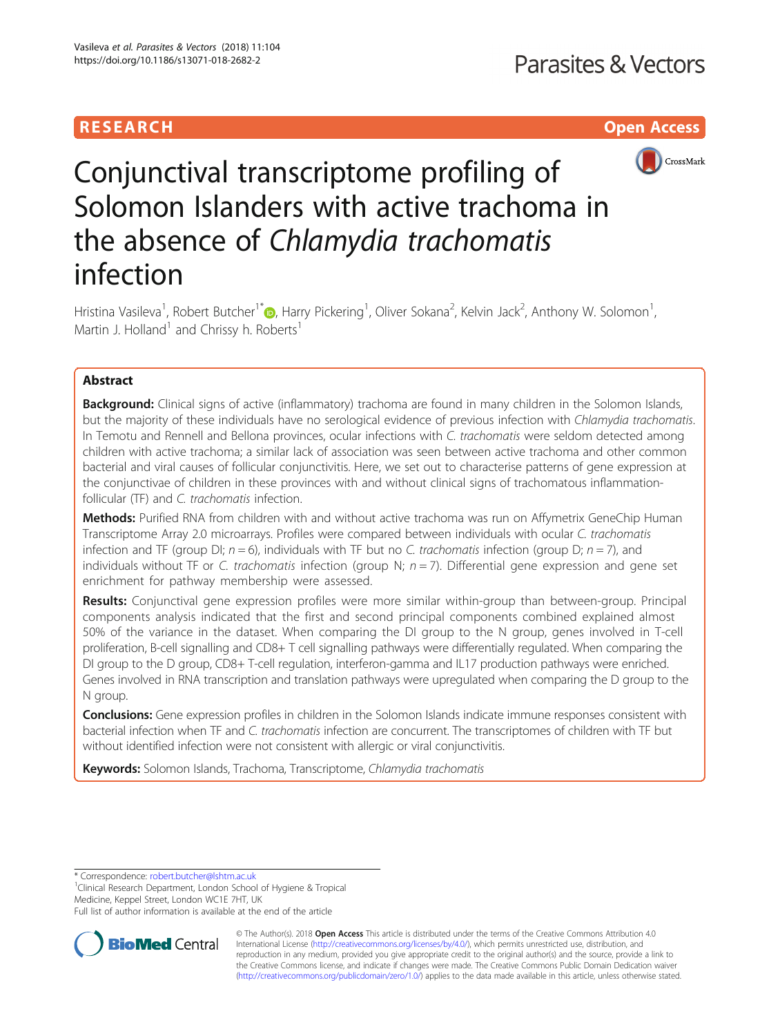RESEARCH Open Access

# Conjunctival transcriptome profiling of Solomon Islanders with active trachoma in the absence of *Chlamydia trachomatis* infection

Hristina Vasileva[1], Robert Butcher[1*], Harry Pickering[1], Oliver Sokana[2], Kelvin Jack[2], Anthony W. Solomon[1], Martin J. Holland[1] and Chrissy h. Roberts[1]

## Abstract

**Background:** Clinical signs of active (inflammatory) trachoma are found in many children in the Solomon Islands, but the majority of these individuals have no serological evidence of previous infection with *Chlamydia trachomatis*. In Temotu and Rennell and Bellona provinces, ocular infections with *C. trachomatis* were seldom detected among children with active trachoma; a similar lack of association was seen between active trachoma and other common bacterial and viral causes of follicular conjunctivitis. Here, we set out to characterise patterns of gene expression at the conjunctivae of children in these provinces with and without clinical signs of trachomatous inflammation-follicular (TF) and *C. trachomatis* infection.

**Methods:** Purified RNA from children with and without active trachoma was run on Affymetrix GeneChip Human Transcriptome Array 2.0 microarrays. Profiles were compared between individuals with ocular *C. trachomatis* infection and TF (group DI; $n = 6$), individuals with TF but no *C. trachomatis* infection (group D; $n = 7$), and individuals without TF or *C. trachomatis* infection (group N; $n = 7$). Differential gene expression and gene set enrichment for pathway membership were assessed.

**Results:** Conjunctival gene expression profiles were more similar within-group than between-group. Principal components analysis indicated that the first and second principal components combined explained almost 50% of the variance in the dataset. When comparing the DI group to the N group, genes involved in T-cell proliferation, B-cell signalling and CD8+ T cell signalling pathways were differentially regulated. When comparing the DI group to the D group, CD8+ T-cell regulation, interferon-gamma and IL17 production pathways were enriched. Genes involved in RNA transcription and translation pathways were upregulated when comparing the D group to the N group.

**Conclusions:** Gene expression profiles in children in the Solomon Islands indicate immune responses consistent with bacterial infection when TF and *C. trachomatis* infection are concurrent. The transcriptomes of children with TF but without identified infection were not consistent with allergic or viral conjunctivitis.

**Keywords:** Solomon Islands, Trachoma, Transcriptome, *Chlamydia trachomatis*

---

* Correspondence: robert.butcher@lshtm.ac.uk
[1]Clinical Research Department, London School of Hygiene & Tropical Medicine, Keppel Street, London WC1E 7HT, UK
Full list of author information is available at the end of the article

© The Author(s). 2018 **Open Access** This article is distributed under the terms of the Creative Commons Attribution 4.0 International License (http://creativecommons.org/licenses/by/4.0/), which permits unrestricted use, distribution, and reproduction in any medium, provided you give appropriate credit to the original author(s) and the source, provide a link to the Creative Commons license, and indicate if changes were made. The Creative Commons Public Domain Dedication waiver (http://creativecommons.org/publicdomain/zero/1.0/) applies to the data made available in this article, unless otherwise stated.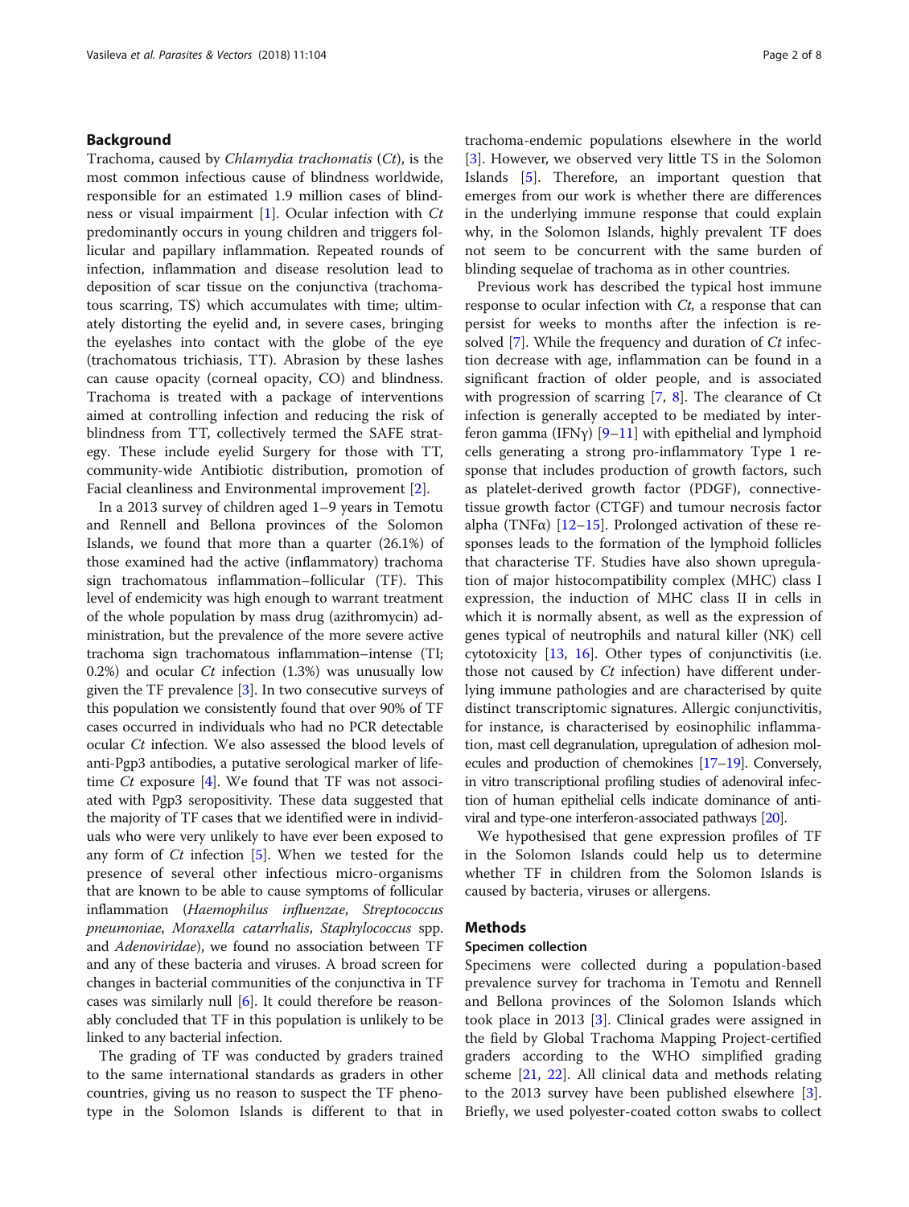## Background

Trachoma, caused by *Chlamydia trachomatis* (*Ct*), is the most common infectious cause of blindness worldwide, responsible for an estimated 1.9 million cases of blindness or visual impairment [1]. Ocular infection with *Ct* predominantly occurs in young children and triggers follicular and papillary inflammation. Repeated rounds of infection, inflammation and disease resolution lead to deposition of scar tissue on the conjunctiva (trachomatous scarring, TS) which accumulates with time; ultimately distorting the eyelid and, in severe cases, bringing the eyelashes into contact with the globe of the eye (trachomatous trichiasis, TT). Abrasion by these lashes can cause opacity (corneal opacity, CO) and blindness. Trachoma is treated with a package of interventions aimed at controlling infection and reducing the risk of blindness from TT, collectively termed the SAFE strategy. These include eyelid Surgery for those with TT, community-wide Antibiotic distribution, promotion of Facial cleanliness and Environmental improvement [2].

In a 2013 survey of children aged 1–9 years in Temotu and Rennell and Bellona provinces of the Solomon Islands, we found that more than a quarter (26.1%) of those examined had the active (inflammatory) trachoma sign trachomatous inflammation–follicular (TF). This level of endemicity was high enough to warrant treatment of the whole population by mass drug (azithromycin) administration, but the prevalence of the more severe active trachoma sign trachomatous inflammation–intense (TI; 0.2%) and ocular *Ct* infection (1.3%) was unusually low given the TF prevalence [3]. In two consecutive surveys of this population we consistently found that over 90% of TF cases occurred in individuals who had no PCR detectable ocular *Ct* infection. We also assessed the blood levels of anti-Pgp3 antibodies, a putative serological marker of lifetime *Ct* exposure [4]. We found that TF was not associated with Pgp3 seropositivity. These data suggested that the majority of TF cases that we identified were in individuals who were very unlikely to have ever been exposed to any form of *Ct* infection [5]. When we tested for the presence of several other infectious micro-organisms that are known to be able to cause symptoms of follicular inflammation (*Haemophilus influenzae*, *Streptococcus pneumoniae*, *Moraxella catarrhalis*, *Staphylococcus* spp. and *Adenoviridae*), we found no association between TF and any of these bacteria and viruses. A broad screen for changes in bacterial communities of the conjunctiva in TF cases was similarly null [6]. It could therefore be reasonably concluded that TF in this population is unlikely to be linked to any bacterial infection.

The grading of TF was conducted by graders trained to the same international standards as graders in other countries, giving us no reason to suspect the TF phenotype in the Solomon Islands is different to that in trachoma-endemic populations elsewhere in the world [3]. However, we observed very little TS in the Solomon Islands [5]. Therefore, an important question that emerges from our work is whether there are differences in the underlying immune response that could explain why, in the Solomon Islands, highly prevalent TF does not seem to be concurrent with the same burden of blinding sequelae of trachoma as in other countries.

Previous work has described the typical host immune response to ocular infection with *Ct*, a response that can persist for weeks to months after the infection is resolved [7]. While the frequency and duration of *Ct* infection decrease with age, inflammation can be found in a significant fraction of older people, and is associated with progression of scarring [7, 8]. The clearance of Ct infection is generally accepted to be mediated by interferon gamma (IFNγ) [9–11] with epithelial and lymphoid cells generating a strong pro-inflammatory Type 1 response that includes production of growth factors, such as platelet-derived growth factor (PDGF), connective-tissue growth factor (CTGF) and tumour necrosis factor alpha (TNFα) [12–15]. Prolonged activation of these responses leads to the formation of the lymphoid follicles that characterise TF. Studies have also shown upregulation of major histocompatibility complex (MHC) class I expression, the induction of MHC class II in cells in which it is normally absent, as well as the expression of genes typical of neutrophils and natural killer (NK) cell cytotoxicity [13, 16]. Other types of conjunctivitis (i.e. those not caused by *Ct* infection) have different underlying immune pathologies and are characterised by quite distinct transcriptomic signatures. Allergic conjunctivitis, for instance, is characterised by eosinophilic inflammation, mast cell degranulation, upregulation of adhesion molecules and production of chemokines [17–19]. Conversely, in vitro transcriptional profiling studies of adenoviral infection of human epithelial cells indicate dominance of anti-viral and type-one interferon-associated pathways [20].

We hypothesised that gene expression profiles of TF in the Solomon Islands could help us to determine whether TF in children from the Solomon Islands is caused by bacteria, viruses or allergens.

## Methods

### Specimen collection

Specimens were collected during a population-based prevalence survey for trachoma in Temotu and Rennell and Bellona provinces of the Solomon Islands which took place in 2013 [3]. Clinical grades were assigned in the field by Global Trachoma Mapping Project-certified graders according to the WHO simplified grading scheme [21, 22]. All clinical data and methods relating to the 2013 survey have been published elsewhere [3]. Briefly, we used polyester-coated cotton swabs to collect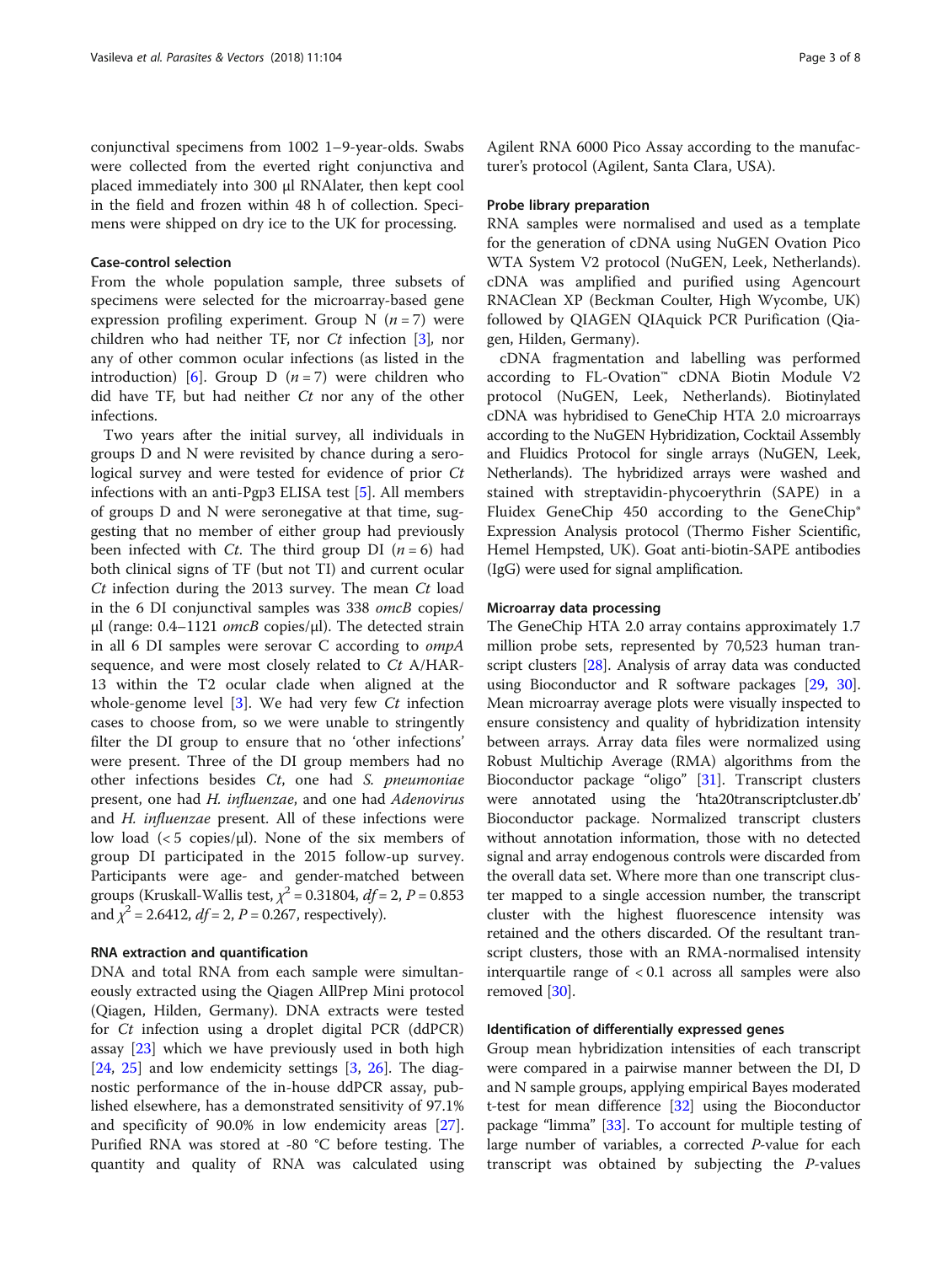conjunctival specimens from 1002 1–9-year-olds. Swabs were collected from the everted right conjunctiva and placed immediately into 300 μl RNAlater, then kept cool in the field and frozen within 48 h of collection. Specimens were shipped on dry ice to the UK for processing.

### Case-control selection

From the whole population sample, three subsets of specimens were selected for the microarray-based gene expression profiling experiment. Group N ($n = 7$) were children who had neither TF, nor *Ct* infection [3], nor any of other common ocular infections (as listed in the introduction) [6]. Group D ($n = 7$) were children who did have TF, but had neither *Ct* nor any of the other infections.

Two years after the initial survey, all individuals in groups D and N were revisited by chance during a serological survey and were tested for evidence of prior *Ct* infections with an anti-Pgp3 ELISA test [5]. All members of groups D and N were seronegative at that time, suggesting that no member of either group had previously been infected with *Ct*. The third group DI ($n = 6$) had both clinical signs of TF (but not TI) and current ocular *Ct* infection during the 2013 survey. The mean *Ct* load in the 6 DI conjunctival samples was 338 *omcB* copies/μl (range: 0.4–1121 *omcB* copies/μl). The detected strain in all 6 DI samples were serovar C according to *ompA* sequence, and were most closely related to *Ct* A/HAR-13 within the T2 ocular clade when aligned at the whole-genome level [3]. We had very few *Ct* infection cases to choose from, so we were unable to stringently filter the DI group to ensure that no 'other infections' were present. Three of the DI group members had no other infections besides *Ct*, one had *S. pneumoniae* present, one had *H. influenzae*, and one had *Adenovirus* and *H. influenzae* present. All of these infections were low load (< 5 copies/μl). None of the six members of group DI participated in the 2015 follow-up survey. Participants were age- and gender-matched between groups (Kruskall-Wallis test, $\chi^2 = 0.31804$, $df = 2$, $P = 0.853$ and $\chi^2 = 2.6412$, $df = 2$, $P = 0.267$, respectively).

### RNA extraction and quantification

DNA and total RNA from each sample were simultaneously extracted using the Qiagen AllPrep Mini protocol (Qiagen, Hilden, Germany). DNA extracts were tested for *Ct* infection using a droplet digital PCR (ddPCR) assay [23] which we have previously used in both high [24, 25] and low endemicity settings [3, 26]. The diagnostic performance of the in-house ddPCR assay, published elsewhere, has a demonstrated sensitivity of 97.1% and specificity of 90.0% in low endemicity areas [27]. Purified RNA was stored at -80 °C before testing. The quantity and quality of RNA was calculated using Agilent RNA 6000 Pico Assay according to the manufacturer's protocol (Agilent, Santa Clara, USA).

### Probe library preparation

RNA samples were normalised and used as a template for the generation of cDNA using NuGEN Ovation Pico WTA System V2 protocol (NuGEN, Leek, Netherlands). cDNA was amplified and purified using Agencourt RNAClean XP (Beckman Coulter, High Wycombe, UK) followed by QIAGEN QIAquick PCR Purification (Qiagen, Hilden, Germany).

cDNA fragmentation and labelling was performed according to FL-Ovation™ cDNA Biotin Module V2 protocol (NuGEN, Leek, Netherlands). Biotinylated cDNA was hybridised to GeneChip HTA 2.0 microarrays according to the NuGEN Hybridization, Cocktail Assembly and Fluidics Protocol for single arrays (NuGEN, Leek, Netherlands). The hybridized arrays were washed and stained with streptavidin-phycoerythrin (SAPE) in a Fluidex GeneChip 450 according to the GeneChip® Expression Analysis protocol (Thermo Fisher Scientific, Hemel Hempsted, UK). Goat anti-biotin-SAPE antibodies (IgG) were used for signal amplification.

### Microarray data processing

The GeneChip HTA 2.0 array contains approximately 1.7 million probe sets, represented by 70,523 human transcript clusters [28]. Analysis of array data was conducted using Bioconductor and R software packages [29, 30]. Mean microarray average plots were visually inspected to ensure consistency and quality of hybridization intensity between arrays. Array data files were normalized using Robust Multichip Average (RMA) algorithms from the Bioconductor package "oligo" [31]. Transcript clusters were annotated using the 'hta20transcriptcluster.db' Bioconductor package. Normalized transcript clusters without annotation information, those with no detected signal and array endogenous controls were discarded from the overall data set. Where more than one transcript cluster mapped to a single accession number, the transcript cluster with the highest fluorescence intensity was retained and the others discarded. Of the resultant transcript clusters, those with an RMA-normalised intensity interquartile range of < 0.1 across all samples were also removed [30].

### Identification of differentially expressed genes

Group mean hybridization intensities of each transcript were compared in a pairwise manner between the DI, D and N sample groups, applying empirical Bayes moderated t-test for mean difference [32] using the Bioconductor package "limma" [33]. To account for multiple testing of large number of variables, a corrected *P*-value for each transcript was obtained by subjecting the *P*-values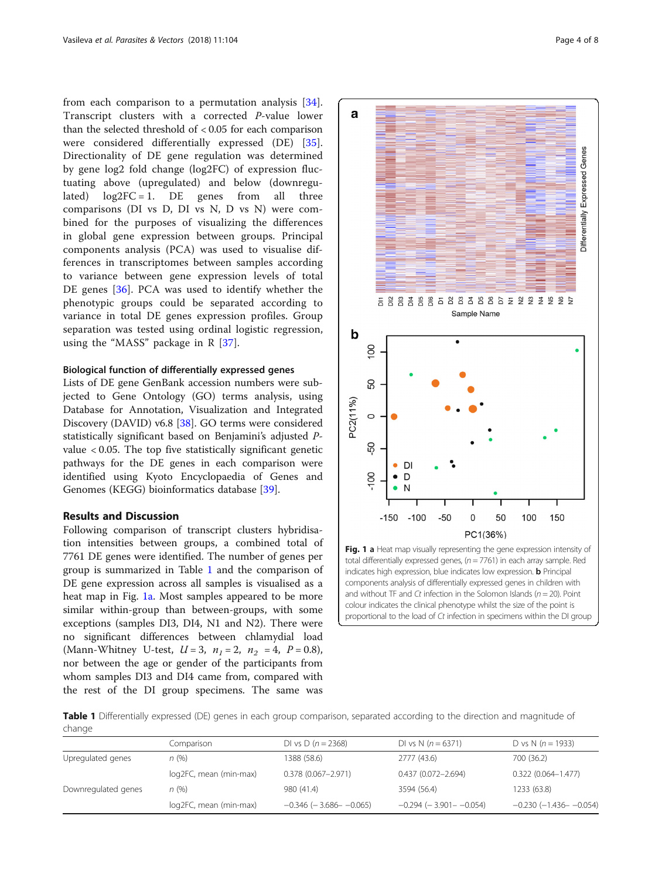from each comparison to a permutation analysis [34]. Transcript clusters with a corrected *P*-value lower than the selected threshold of < 0.05 for each comparison were considered differentially expressed (DE) [35]. Directionality of DE gene regulation was determined by gene log2 fold change (log2FC) of expression fluctuating above (upregulated) and below (downregulated) log2FC = 1. DE genes from all three comparisons (DI vs D, DI vs N, D vs N) were combined for the purposes of visualizing the differences in global gene expression between groups. Principal components analysis (PCA) was used to visualise differences in transcriptomes between samples according to variance between gene expression levels of total DE genes [36]. PCA was used to identify whether the phenotypic groups could be separated according to variance in total DE genes expression profiles. Group separation was tested using ordinal logistic regression, using the "MASS" package in R [37].

### Biological function of differentially expressed genes

Lists of DE gene GenBank accession numbers were subjected to Gene Ontology (GO) terms analysis, using Database for Annotation, Visualization and Integrated Discovery (DAVID) v6.8 [38]. GO terms were considered statistically significant based on Benjamini's adjusted *P*-value < 0.05. The top five statistically significant genetic pathways for the DE genes in each comparison were identified using Kyoto Encyclopaedia of Genes and Genomes (KEGG) bioinformatics database [39].

## Results and Discussion

Following comparison of transcript clusters hybridisation intensities between groups, a combined total of 7761 DE genes were identified. The number of genes per group is summarized in Table 1 and the comparison of DE gene expression across all samples is visualised as a heat map in Fig. 1a. Most samples appeared to be more similar within-group than between-groups, with some exceptions (samples DI3, DI4, N1 and N2). There were no significant differences between chlamydial load (Mann-Whitney U-test, $U = 3$, $n_1 = 2$, $n_2 = 4$, $P = 0.8$), nor between the age or gender of the participants from whom samples DI3 and DI4 came from, compared with the rest of the DI group specimens. The same was

**Fig. 1** **a** Heat map visually representing the gene expression intensity of total differentially expressed genes, ($n = 7761$) in each array sample. Red indicates high expression, blue indicates low expression. **b** Principal components analysis of differentially expressed genes in children with and without TF and *Ct* infection in the Solomon Islands ($n = 20$). Point colour indicates the clinical phenotype whilst the size of the point is proportional to the load of *Ct* infection in specimens within the DI group

**Table 1** Differentially expressed (DE) genes in each group comparison, separated according to the direction and magnitude of change

| | Comparison | DI vs D ($n = 2368$) | DI vs N ($n = 6371$) | D vs N ($n = 1933$) |
|---|---|---|---|---|
| Upregulated genes | *n* (%) | 1388 (58.6) | 2777 (43.6) | 700 (36.2) |
| | log2FC, mean (min-max) | 0.378 (0.067–2.971) | 0.437 (0.072–2.694) | 0.322 (0.064–1.477) |
| Downregulated genes | *n* (%) | 980 (41.4) | 3594 (56.4) | 1233 (63.8) |
| | log2FC, mean (min-max) | −0.346 (− 3.686– −0.065) | −0.294 (− 3.901– −0.054) | −0.230 (−1.436– −0.054) |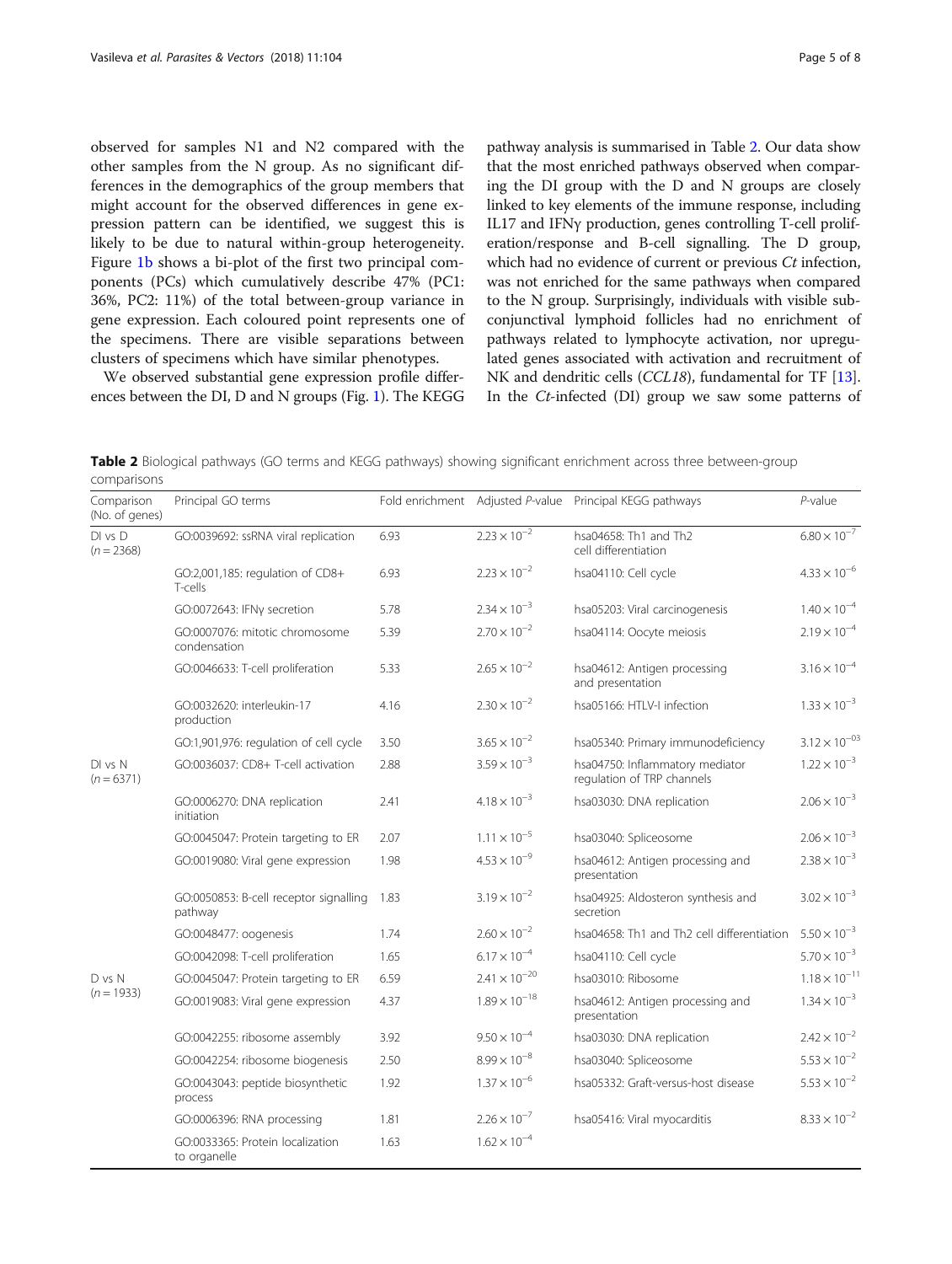observed for samples N1 and N2 compared with the other samples from the N group. As no significant differences in the demographics of the group members that might account for the observed differences in gene expression pattern can be identified, we suggest this is likely to be due to natural within-group heterogeneity. Figure 1b shows a bi-plot of the first two principal components (PCs) which cumulatively describe 47% (PC1: 36%, PC2: 11%) of the total between-group variance in gene expression. Each coloured point represents one of the specimens. There are visible separations between clusters of specimens which have similar phenotypes.

We observed substantial gene expression profile differences between the DI, D and N groups (Fig. 1). The KEGG pathway analysis is summarised in Table 2. Our data show that the most enriched pathways observed when comparing the DI group with the D and N groups are closely linked to key elements of the immune response, including IL17 and IFNγ production, genes controlling T-cell proliferation/response and B-cell signalling. The D group, which had no evidence of current or previous *Ct* infection, was not enriched for the same pathways when compared to the N group. Surprisingly, individuals with visible subconjunctival lymphoid follicles had no enrichment of pathways related to lymphocyte activation, nor upregulated genes associated with activation and recruitment of NK and dendritic cells (*CCL18*), fundamental for TF [13]. In the *Ct*-infected (DI) group we saw some patterns of

**Table 2** Biological pathways (GO terms and KEGG pathways) showing significant enrichment across three between-group comparisons

| Comparison (No. of genes) | Principal GO terms | Fold enrichment | Adjusted *P*-value | Principal KEGG pathways | *P*-value |
|---|---|---|---|---|---|
| DI vs D ($n = 2368$) | GO:0039692: ssRNA viral replication | 6.93 | $2.23 \times 10^{-2}$ | hsa04658: Th1 and Th2 cell differentiation | $6.80 \times 10^{-7}$ |
| | GO:2,001,185: regulation of CD8+ T-cells | 6.93 | $2.23 \times 10^{-2}$ | hsa04110: Cell cycle | $4.33 \times 10^{-6}$ |
| | GO:0072643: IFNγ secretion | 5.78 | $2.34 \times 10^{-3}$ | hsa05203: Viral carcinogenesis | $1.40 \times 10^{-4}$ |
| | GO:0007076: mitotic chromosome condensation | 5.39 | $2.70 \times 10^{-2}$ | hsa04114: Oocyte meiosis | $2.19 \times 10^{-4}$ |
| | GO:0046633: T-cell proliferation | 5.33 | $2.65 \times 10^{-2}$ | hsa04612: Antigen processing and presentation | $3.16 \times 10^{-4}$ |
| | GO:0032620: interleukin-17 production | 4.16 | $2.30 \times 10^{-2}$ | hsa05166: HTLV-I infection | $1.33 \times 10^{-3}$ |
| | GO:1,901,976: regulation of cell cycle | 3.50 | $3.65 \times 10^{-2}$ | hsa05340: Primary immunodeficiency | $3.12 \times 10^{-03}$ |
| DI vs N ($n = 6371$) | GO:0036037: CD8+ T-cell activation | 2.88 | $3.59 \times 10^{-3}$ | hsa04750: Inflammatory mediator regulation of TRP channels | $1.22 \times 10^{-3}$ |
| | GO:0006270: DNA replication initiation | 2.41 | $4.18 \times 10^{-3}$ | hsa03030: DNA replication | $2.06 \times 10^{-3}$ |
| | GO:0045047: Protein targeting to ER | 2.07 | $1.11 \times 10^{-5}$ | hsa03040: Spliceosome | $2.06 \times 10^{-3}$ |
| | GO:0019080: Viral gene expression | 1.98 | $4.53 \times 10^{-9}$ | hsa04612: Antigen processing and presentation | $2.38 \times 10^{-3}$ |
| | GO:0050853: B-cell receptor signalling pathway | 1.83 | $3.19 \times 10^{-2}$ | hsa04925: Aldosteron synthesis and secretion | $3.02 \times 10^{-3}$ |
| | GO:0048477: oogenesis | 1.74 | $2.60 \times 10^{-2}$ | hsa04658: Th1 and Th2 cell differentiation | $5.50 \times 10^{-3}$ |
| | GO:0042098: T-cell proliferation | 1.65 | $6.17 \times 10^{-4}$ | hsa04110: Cell cycle | $5.70 \times 10^{-3}$ |
| D vs N ($n = 1933$) | GO:0045047: Protein targeting to ER | 6.59 | $2.41 \times 10^{-20}$ | hsa03010: Ribosome | $1.18 \times 10^{-11}$ |
| | GO:0019083: Viral gene expression | 4.37 | $1.89 \times 10^{-18}$ | hsa04612: Antigen processing and presentation | $1.34 \times 10^{-3}$ |
| | GO:0042255: ribosome assembly | 3.92 | $9.50 \times 10^{-4}$ | hsa03030: DNA replication | $2.42 \times 10^{-2}$ |
| | GO:0042254: ribosome biogenesis | 2.50 | $8.99 \times 10^{-8}$ | hsa03040: Spliceosome | $5.53 \times 10^{-2}$ |
| | GO:0043043: peptide biosynthetic process | 1.92 | $1.37 \times 10^{-6}$ | hsa05332: Graft-versus-host disease | $5.53 \times 10^{-2}$ |
| | GO:0006396: RNA processing | 1.81 | $2.26 \times 10^{-7}$ | hsa05416: Viral myocarditis | $8.33 \times 10^{-2}$ |
| | GO:0033365: Protein localization to organelle | 1.63 | $1.62 \times 10^{-4}$ | | |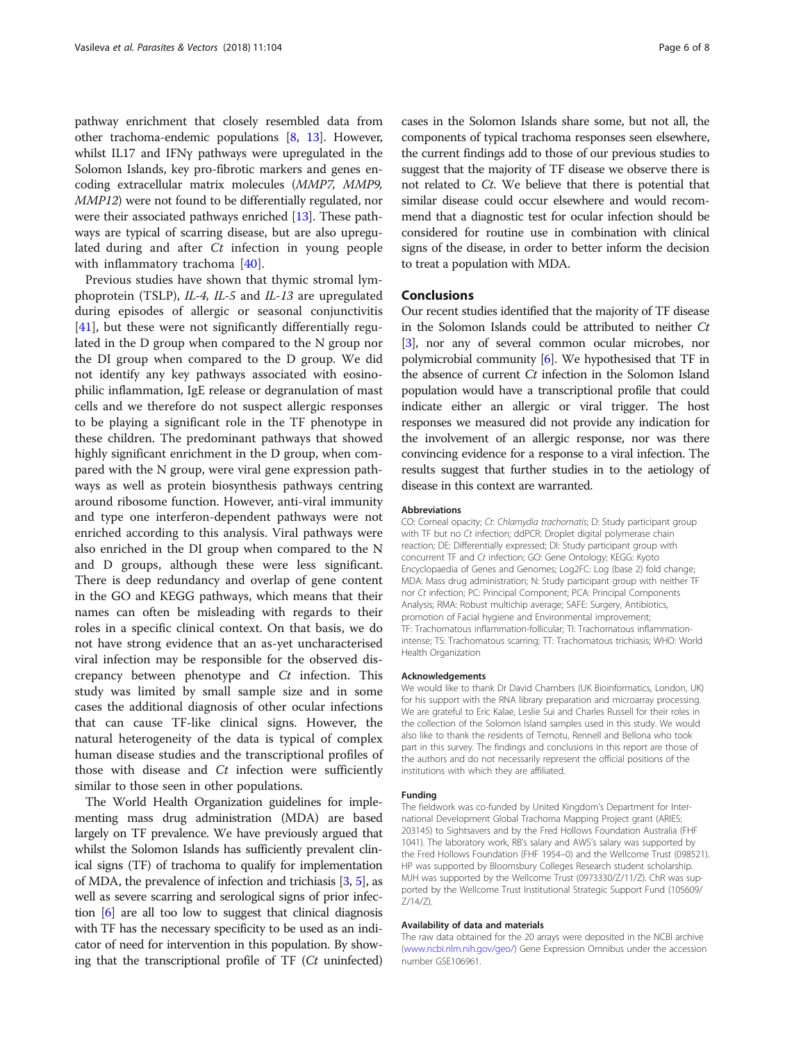pathway enrichment that closely resembled data from other trachoma-endemic populations [8, 13]. However, whilst IL17 and IFNγ pathways were upregulated in the Solomon Islands, key pro-fibrotic markers and genes encoding extracellular matrix molecules (*MMP7, MMP9, MMP12*) were not found to be differentially regulated, nor were their associated pathways enriched [13]. These pathways are typical of scarring disease, but are also upregulated during and after *Ct* infection in young people with inflammatory trachoma [40].

Previous studies have shown that thymic stromal lymphoprotein (TSLP), *IL-4, IL-5* and *IL-13* are upregulated during episodes of allergic or seasonal conjunctivitis [41], but these were not significantly differentially regulated in the D group when compared to the N group nor the DI group when compared to the D group. We did not identify any key pathways associated with eosinophilic inflammation, IgE release or degranulation of mast cells and we therefore do not suspect allergic responses to be playing a significant role in the TF phenotype in these children. The predominant pathways that showed highly significant enrichment in the D group, when compared with the N group, were viral gene expression pathways as well as protein biosynthesis pathways centring around ribosome function. However, anti-viral immunity and type one interferon-dependent pathways were not enriched according to this analysis. Viral pathways were also enriched in the DI group when compared to the N and D groups, although these were less significant. There is deep redundancy and overlap of gene content in the GO and KEGG pathways, which means that their names can often be misleading with regards to their roles in a specific clinical context. On that basis, we do not have strong evidence that an as-yet uncharacterised viral infection may be responsible for the observed discrepancy between phenotype and *Ct* infection. This study was limited by small sample size and in some cases the additional diagnosis of other ocular infections that can cause TF-like clinical signs. However, the natural heterogeneity of the data is typical of complex human disease studies and the transcriptional profiles of those with disease and *Ct* infection were sufficiently similar to those seen in other populations.

The World Health Organization guidelines for implementing mass drug administration (MDA) are based largely on TF prevalence. We have previously argued that whilst the Solomon Islands has sufficiently prevalent clinical signs (TF) of trachoma to qualify for implementation of MDA, the prevalence of infection and trichiasis [3, 5], as well as severe scarring and serological signs of prior infection [6] are all too low to suggest that clinical diagnosis with TF has the necessary specificity to be used as an indicator of need for intervention in this population. By showing that the transcriptional profile of TF (*Ct* uninfected) cases in the Solomon Islands share some, but not all, the components of typical trachoma responses seen elsewhere, the current findings add to those of our previous studies to suggest that the majority of TF disease we observe there is not related to *Ct*. We believe that there is potential that similar disease could occur elsewhere and would recommend that a diagnostic test for ocular infection should be considered for routine use in combination with clinical signs of the disease, in order to better inform the decision to treat a population with MDA.

## Conclusions

Our recent studies identified that the majority of TF disease in the Solomon Islands could be attributed to neither *Ct* [3], nor any of several common ocular microbes, nor polymicrobial community [6]. We hypothesised that TF in the absence of current *Ct* infection in the Solomon Island population would have a transcriptional profile that could indicate either an allergic or viral trigger. The host responses we measured did not provide any indication for the involvement of an allergic response, nor was there convincing evidence for a response to a viral infection. The results suggest that further studies in to the aetiology of disease in this context are warranted.

#### Abbreviations

CO: Corneal opacity; *Ct*: *Chlamydia trachomatis*; D: Study participant group with TF but no *Ct* infection; ddPCR: Droplet digital polymerase chain reaction; DE: Differentially expressed; DI: Study participant group with concurrent TF and *Ct* infection; GO: Gene Ontology; KEGG: Kyoto Encyclopaedia of Genes and Genomes; Log2FC: Log (base 2) fold change; MDA: Mass drug administration; N: Study participant group with neither TF nor *Ct* infection; PC: Principal Component; PCA: Principal Components Analysis; RMA: Robust multichip average; SAFE: Surgery, Antibiotics, promotion of Facial hygiene and Environmental improvement; TF: Trachomatous inflammation-follicular; TI: Trachomatous inflammation-intense; TS: Trachomatous scarring; TT: Trachomatous trichiasis; WHO: World Health Organization

#### Acknowledgements

We would like to thank Dr David Chambers (UK Bioinformatics, London, UK) for his support with the RNA library preparation and microarray processing. We are grateful to Eric Kalae, Leslie Sui and Charles Russell for their roles in the collection of the Solomon Island samples used in this study. We would also like to thank the residents of Temotu, Rennell and Bellona who took part in this survey. The findings and conclusions in this report are those of the authors and do not necessarily represent the official positions of the institutions with which they are affiliated.

#### Funding

The fieldwork was co-funded by United Kingdom's Department for International Development Global Trachoma Mapping Project grant (ARIES: 203145) to Sightsavers and by the Fred Hollows Foundation Australia (FHF 1041). The laboratory work, RB's salary and AWS's salary was supported by the Fred Hollows Foundation (FHF 1954–0) and the Wellcome Trust (098521). HP was supported by Bloomsbury Colleges Research student scholarship. MJH was supported by the Wellcome Trust (0973330/Z/11/Z). ChR was supported by the Wellcome Trust Institutional Strategic Support Fund (105609/Z/14/Z).

#### Availability of data and materials

The raw data obtained for the 20 arrays were deposited in the NCBI archive (www.ncbi.nlm.nih.gov/geo/) Gene Expression Omnibus under the accession number GSE106961.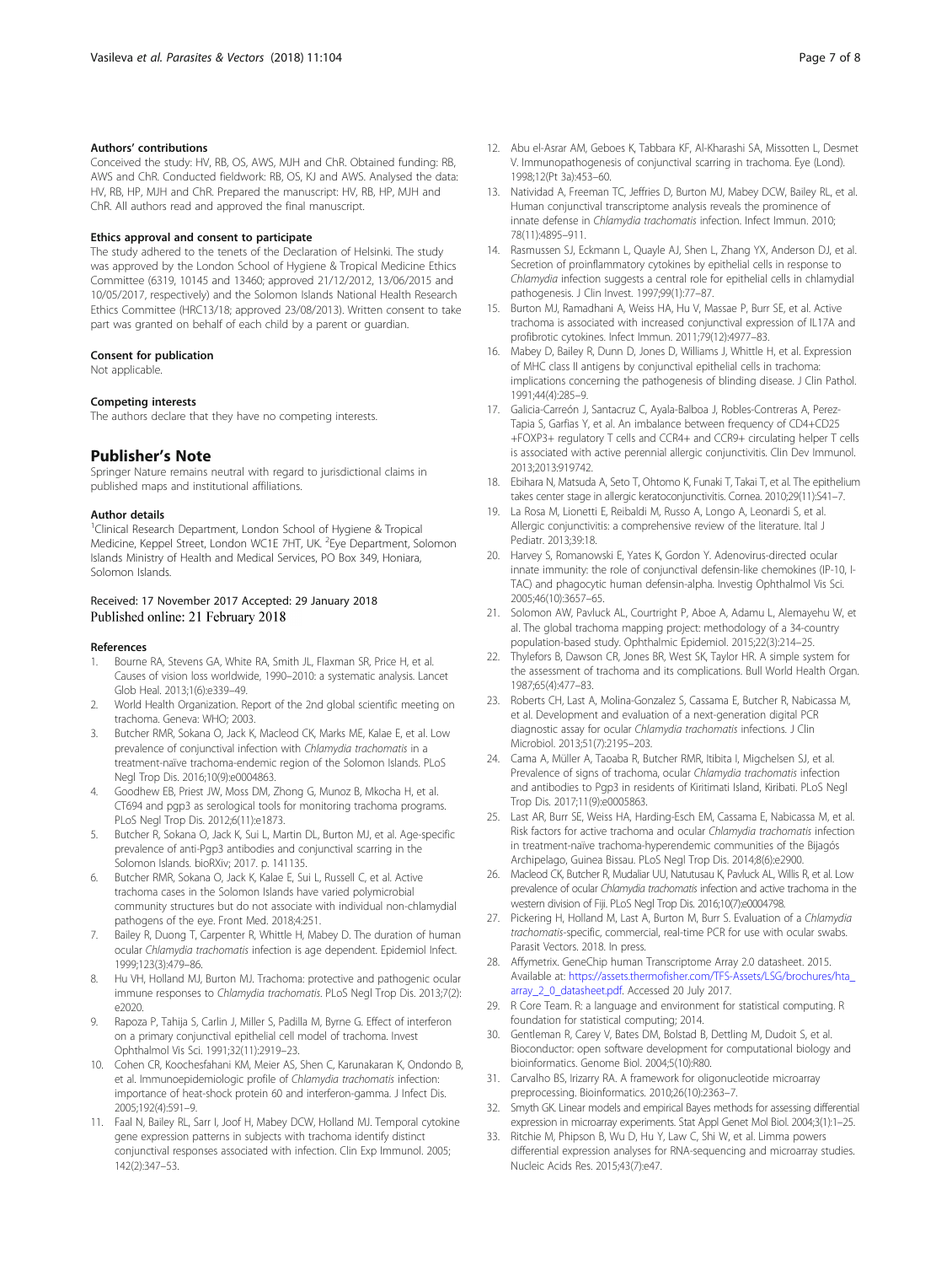### Authors' contributions

Conceived the study: HV, RB, OS, AWS, MJH and ChR. Obtained funding: RB, AWS and ChR. Conducted fieldwork: RB, OS, KJ and AWS. Analysed the data: HV, RB, HP, MJH and ChR. Prepared the manuscript: HV, RB, HP, MJH and ChR. All authors read and approved the final manuscript.

### Ethics approval and consent to participate

The study adhered to the tenets of the Declaration of Helsinki. The study was approved by the London School of Hygiene & Tropical Medicine Ethics Committee (6319, 10145 and 13460; approved 21/12/2012, 13/06/2015 and 10/05/2017, respectively) and the Solomon Islands National Health Research Ethics Committee (HRC13/18; approved 23/08/2013). Written consent to take part was granted on behalf of each child by a parent or guardian.

### Consent for publication

Not applicable.

### Competing interests

The authors declare that they have no competing interests.

## Publisher's Note

Springer Nature remains neutral with regard to jurisdictional claims in published maps and institutional affiliations.

### Author details

[1]Clinical Research Department, London School of Hygiene & Tropical Medicine, Keppel Street, London WC1E 7HT, UK. [2]Eye Department, Solomon Islands Ministry of Health and Medical Services, PO Box 349, Honiara, Solomon Islands.

Received: 17 November 2017 Accepted: 29 January 2018
Published online: 21 February 2018

### References

1. Bourne RA, Stevens GA, White RA, Smith JL, Flaxman SR, Price H, et al. Causes of vision loss worldwide, 1990–2010: a systematic analysis. Lancet Glob Heal. 2013;1(6):e339–49.
2. World Health Organization. Report of the 2nd global scientific meeting on trachoma. Geneva: WHO; 2003.
3. Butcher RMR, Sokana O, Jack K, Macleod CK, Marks ME, Kalae E, et al. Low prevalence of conjunctival infection with *Chlamydia trachomatis* in a treatment-naïve trachoma-endemic region of the Solomon Islands. PLoS Negl Trop Dis. 2016;10(9):e0004863.
4. Goodhew EB, Priest JW, Moss DM, Zhong G, Munoz B, Mkocha H, et al. CT694 and pgp3 as serological tools for monitoring trachoma programs. PLoS Negl Trop Dis. 2012;6(11):e1873.
5. Butcher R, Sokana O, Jack K, Sui L, Martin DL, Burton MJ, et al. Age-specific prevalence of anti-Pgp3 antibodies and conjunctival scarring in the Solomon Islands. bioRXiv; 2017. p. 141135.
6. Butcher RMR, Sokana O, Jack K, Kalae E, Sui L, Russell C, et al. Active trachoma cases in the Solomon Islands have varied polymicrobial community structures but do not associate with individual non-chlamydial pathogens of the eye. Front Med. 2018;4:251.
7. Bailey R, Duong T, Carpenter R, Whittle H, Mabey D. The duration of human ocular *Chlamydia trachomatis* infection is age dependent. Epidemiol Infect. 1999;123(3):479–86.
8. Hu VH, Holland MJ, Burton MJ. Trachoma: protective and pathogenic ocular immune responses to *Chlamydia trachomatis*. PLoS Negl Trop Dis. 2013;7(2):e2020.
9. Rapoza P, Tahija S, Carlin J, Miller S, Padilla M, Byrne G. Effect of interferon on a primary conjunctival epithelial cell model of trachoma. Invest Ophthalmol Vis Sci. 1991;32(11):2919–23.
10. Cohen CR, Koochesfahani KM, Meier AS, Shen C, Karunakaran K, Ondondo B, et al. Immunoepidemiologic profile of *Chlamydia trachomatis* infection: importance of heat-shock protein 60 and interferon-gamma. J Infect Dis. 2005;192(4):591–9.
11. Faal N, Bailey RL, Sarr I, Joof H, Mabey DCW, Holland MJ. Temporal cytokine gene expression patterns in subjects with trachoma identify distinct conjunctival responses associated with infection. Clin Exp Immunol. 2005;142(2):347–53.
12. Abu el-Asrar AM, Geboes K, Tabbara KF, Al-Kharashi SA, Missotten L, Desmet V. Immunopathogenesis of conjunctival scarring in trachoma. Eye (Lond). 1998;12(Pt 3a):453–60.
13. Natividad A, Freeman TC, Jeffries D, Burton MJ, Mabey DCW, Bailey RL, et al. Human conjunctival transcriptome analysis reveals the prominence of innate defense in *Chlamydia trachomatis* infection. Infect Immun. 2010;78(11):4895–911.
14. Rasmussen SJ, Eckmann L, Quayle AJ, Shen L, Zhang YX, Anderson DJ, et al. Secretion of proinflammatory cytokines by epithelial cells in response to *Chlamydia* infection suggests a central role for epithelial cells in chlamydial pathogenesis. J Clin Invest. 1997;99(1):77–87.
15. Burton MJ, Ramadhani A, Weiss HA, Hu V, Massae P, Burr SE, et al. Active trachoma is associated with increased conjunctival expression of IL17A and profibrotic cytokines. Infect Immun. 2011;79(12):4977–83.
16. Mabey D, Bailey R, Dunn D, Jones D, Williams J, Whittle H, et al. Expression of MHC class II antigens by conjunctival epithelial cells in trachoma: implications concerning the pathogenesis of blinding disease. J Clin Pathol. 1991;44(4):285–9.
17. Galicia-Carreón J, Santacruz C, Ayala-Balboa J, Robles-Contreras A, Perez-Tapia S, Garfias Y, et al. An imbalance between frequency of CD4+CD25+FOXP3+ regulatory T cells and CCR4+ and CCR9+ circulating helper T cells is associated with active perennial allergic conjunctivitis. Clin Dev Immunol. 2013;2013:919742.
18. Ebihara N, Matsuda A, Seto T, Ohtomo K, Funaki T, Takai T, et al. The epithelium takes center stage in allergic keratoconjunctivitis. Cornea. 2010;29(11):S41–7.
19. La Rosa M, Lionetti E, Reibaldi M, Russo A, Longo A, Leonardi S, et al. Allergic conjunctivitis: a comprehensive review of the literature. Ital J Pediatr. 2013;39:18.
20. Harvey S, Romanowski E, Yates K, Gordon Y. Adenovirus-directed ocular innate immunity: the role of conjunctival defensin-like chemokines (IP-10, I-TAC) and phagocytic human defensin-alpha. Investig Ophthalmol Vis Sci. 2005;46(10):3657–65.
21. Solomon AW, Pavluck AL, Courtright P, Aboe A, Adamu L, Alemayehu W, et al. The global trachoma mapping project: methodology of a 34-country population-based study. Ophthalmic Epidemiol. 2015;22(3):214–25.
22. Thylefors B, Dawson CR, Jones BR, West SK, Taylor HR. A simple system for the assessment of trachoma and its complications. Bull World Health Organ. 1987;65(4):477–83.
23. Roberts CH, Last A, Molina-Gonzalez S, Cassama E, Butcher R, Nabicassa M, et al. Development and evaluation of a next-generation digital PCR diagnostic assay for ocular *Chlamydia trachomatis* infections. J Clin Microbiol. 2013;51(7):2195–203.
24. Cama A, Müller A, Taoaba R, Butcher RMR, Itibita I, Migchelsen SJ, et al. Prevalence of signs of trachoma, ocular *Chlamydia trachomatis* infection and antibodies to Pgp3 in residents of Kiritimati Island, Kiribati. PLoS Negl Trop Dis. 2017;11(9):e0005863.
25. Last AR, Burr SE, Weiss HA, Harding-Esch EM, Cassama E, Nabicassa M, et al. Risk factors for active trachoma and ocular *Chlamydia trachomatis* infection in treatment-naïve trachoma-hyperendemic communities of the Bijagós Archipelago, Guinea Bissau. PLoS Negl Trop Dis. 2014;8(6):e2900.
26. Macleod CK, Butcher R, Mudaliar UU, Natutusau K, Pavluck AL, Willis R, et al. Low prevalence of ocular *Chlamydia trachomatis* infection and active trachoma in the western division of Fiji. PLoS Negl Trop Dis. 2016;10(7):e0004798.
27. Pickering H, Holland M, Last A, Burton M, Burr S. Evaluation of a *Chlamydia trachomatis*-specific, commercial, real-time PCR for use with ocular swabs. Parasit Vectors. 2018. In press.
28. Affymetrix. GeneChip human Transcriptome Array 2.0 datasheet. 2015. Available at: https://assets.thermofisher.com/TFS-Assets/LSG/brochures/hta_array_2_0_datasheet.pdf. Accessed 20 July 2017.
29. R Core Team. R: a language and environment for statistical computing. R foundation for statistical computing; 2014.
30. Gentleman R, Carey V, Bates DM, Bolstad B, Dettling M, Dudoit S, et al. Bioconductor: open software development for computational biology and bioinformatics. Genome Biol. 2004;5(10):R80.
31. Carvalho BS, Irizarry RA. A framework for oligonucleotide microarray preprocessing. Bioinformatics. 2010;26(10):2363–7.
32. Smyth GK. Linear models and empirical Bayes methods for assessing differential expression in microarray experiments. Stat Appl Genet Mol Biol. 2004;3(1):1–25.
33. Ritchie M, Phipson B, Wu D, Hu Y, Law C, Shi W, et al. Limma powers differential expression analyses for RNA-sequencing and microarray studies. Nucleic Acids Res. 2015;43(7):e47.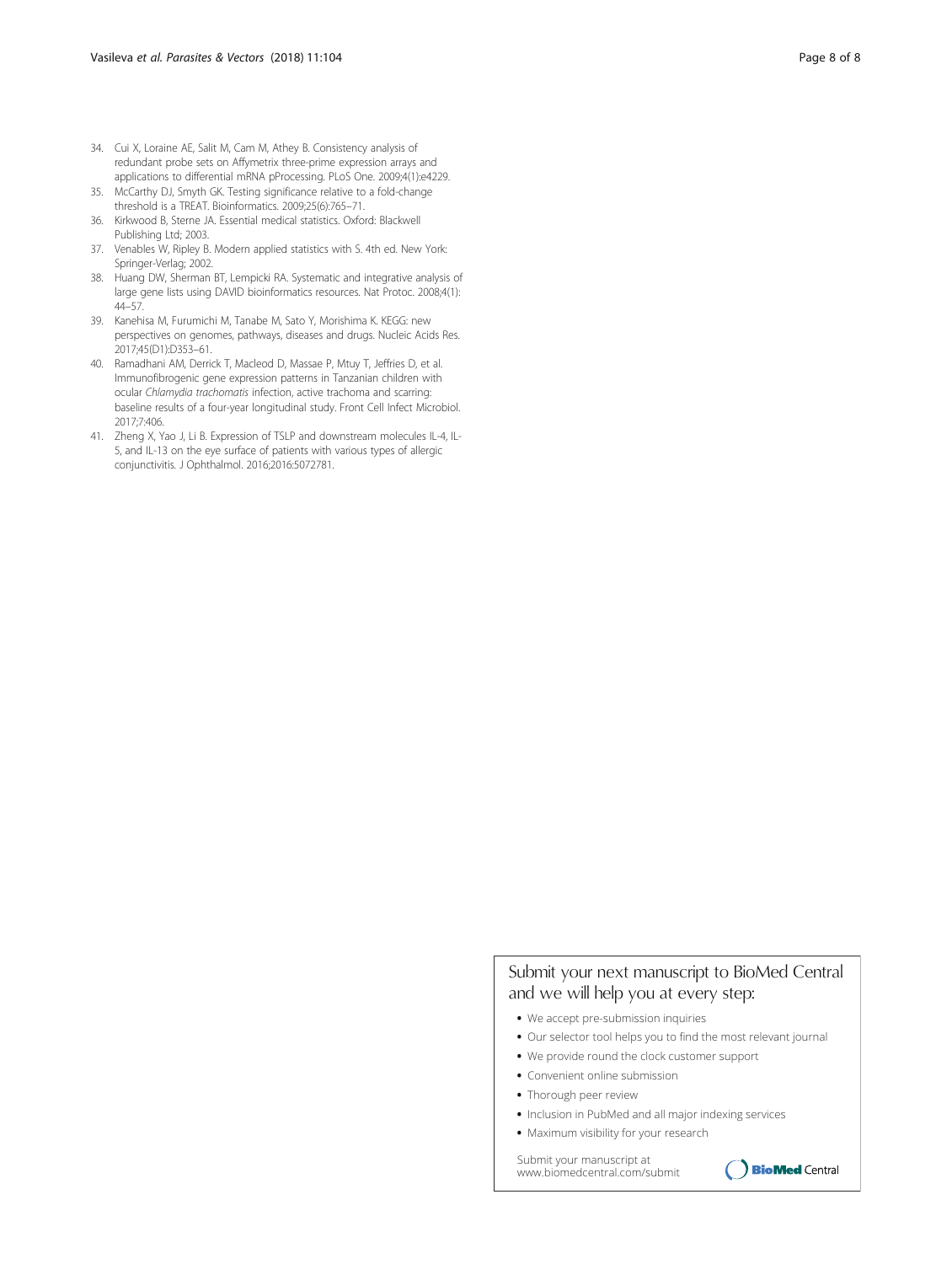34. Cui X, Loraine AE, Salit M, Cam M, Athey B. Consistency analysis of redundant probe sets on Affymetrix three-prime expression arrays and applications to differential mRNA pProcessing. PLoS One. 2009;4(1):e4229.
35. McCarthy DJ, Smyth GK. Testing significance relative to a fold-change threshold is a TREAT. Bioinformatics. 2009;25(6):765–71.
36. Kirkwood B, Sterne JA. Essential medical statistics. Oxford: Blackwell Publishing Ltd; 2003.
37. Venables W, Ripley B. Modern applied statistics with S. 4th ed. New York: Springer-Verlag; 2002.
38. Huang DW, Sherman BT, Lempicki RA. Systematic and integrative analysis of large gene lists using DAVID bioinformatics resources. Nat Protoc. 2008;4(1): 44–57.
39. Kanehisa M, Furumichi M, Tanabe M, Sato Y, Morishima K. KEGG: new perspectives on genomes, pathways, diseases and drugs. Nucleic Acids Res. 2017;45(D1):D353–61.
40. Ramadhani AM, Derrick T, Macleod D, Massae P, Mtuy T, Jeffries D, et al. Immunofibrogenic gene expression patterns in Tanzanian children with ocular *Chlamydia trachomatis* infection, active trachoma and scarring: baseline results of a four-year longitudinal study. Front Cell Infect Microbiol. 2017;7:406.
41. Zheng X, Yao J, Li B. Expression of TSLP and downstream molecules IL-4, IL-5, and IL-13 on the eye surface of patients with various types of allergic conjunctivitis. J Ophthalmol. 2016;2016:5072781.

Submit your next manuscript to BioMed Central and we will help you at every step:

- We accept pre-submission inquiries
- Our selector tool helps you to find the most relevant journal
- We provide round the clock customer support
- Convenient online submission
- Thorough peer review
- Inclusion in PubMed and all major indexing services
- Maximum visibility for your research

Submit your manuscript at www.biomedcentral.com/submit

BioMed Central